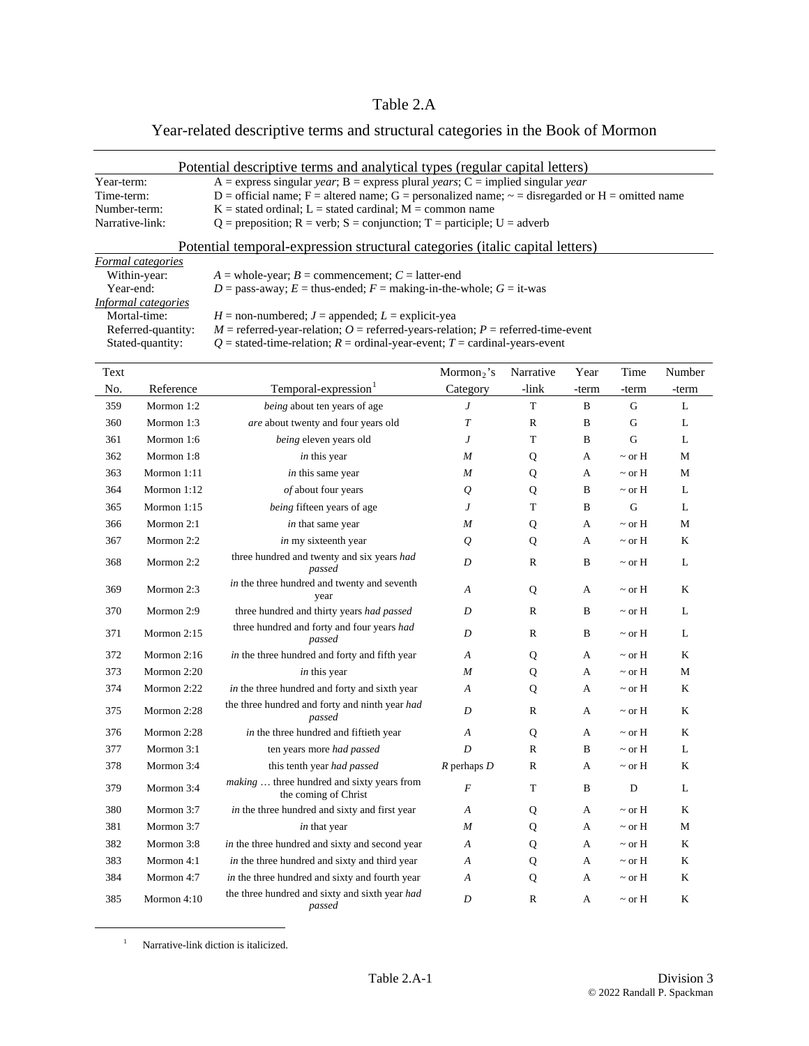# Table 2.A

## Year-related descriptive terms and structural categories in the Book of Mormon

Potential descriptive terms and analytical types (regular capital letters)

| | |
|---|---|
| Year-term: | A = express singular *year*; B = express plural *years*; C = implied singular *year* |
| Time-term: | D = official name; F = altered name; G = personalized name; ~ = disregarded or H = omitted name |
| Number-term: | K = stated ordinal; L = stated cardinal; M = common name |
| Narrative-link: | Q = preposition; R = verb; S = conjunction; T = participle; U = adverb |

Potential temporal-expression structural categories (italic capital letters)

| | |
|---|---|
| *Formal categories* | |
| Within-year: | *A* = whole-year; *B* = commencement; *C* = latter-end |
| Year-end: | *D* = pass-away; *E* = thus-ended; *F* = making-in-the-whole; *G* = it-was |
| *Informal categories* | |
| Mortal-time: | *H* = non-numbered; *J* = appended; *L* = explicit-yea |
| Referred-quantity: | *M* = referred-year-relation; *O* = referred-years-relation; *P* = referred-time-event |
| Stated-quantity: | *Q* = stated-time-relation; *R* = ordinal-year-event; *T* = cardinal-years-event |

| Text No. | Reference | Temporal-expression[1] | Mormon$_2$'s Category | Narrative -link | Year -term | Time -term | Number -term |
|---|---|---|---|---|---|---|---|
| 359 | Mormon 1:2 | *being* about ten years of age | *J* | T | B | G | L |
| 360 | Mormon 1:3 | *are* about twenty and four years old | *T* | R | B | G | L |
| 361 | Mormon 1:6 | *being* eleven years old | *J* | T | B | G | L |
| 362 | Mormon 1:8 | *in* this year | *M* | Q | A | ~ or H | M |
| 363 | Mormon 1:11 | *in* this same year | *M* | Q | A | ~ or H | M |
| 364 | Mormon 1:12 | *of* about four years | *Q* | Q | B | ~ or H | L |
| 365 | Mormon 1:15 | *being* fifteen years of age | *J* | T | B | G | L |
| 366 | Mormon 2:1 | *in* that same year | *M* | Q | A | ~ or H | M |
| 367 | Mormon 2:2 | *in* my sixteenth year | *Q* | Q | A | ~ or H | K |
| 368 | Mormon 2:2 | three hundred and twenty and six years *had passed* | *D* | R | B | ~ or H | L |
| 369 | Mormon 2:3 | *in* the three hundred and twenty and seventh year | *A* | Q | A | ~ or H | K |
| 370 | Mormon 2:9 | three hundred and thirty years *had passed* | *D* | R | B | ~ or H | L |
| 371 | Mormon 2:15 | three hundred and forty and four years *had passed* | *D* | R | B | ~ or H | L |
| 372 | Mormon 2:16 | *in* the three hundred and forty and fifth year | *A* | Q | A | ~ or H | K |
| 373 | Mormon 2:20 | *in* this year | *M* | Q | A | ~ or H | M |
| 374 | Mormon 2:22 | *in* the three hundred and forty and sixth year | *A* | Q | A | ~ or H | K |
| 375 | Mormon 2:28 | the three hundred and forty and ninth year *had passed* | *D* | R | A | ~ or H | K |
| 376 | Mormon 2:28 | *in* the three hundred and fiftieth year | *A* | Q | A | ~ or H | K |
| 377 | Mormon 3:1 | ten years more *had passed* | *D* | R | B | ~ or H | L |
| 378 | Mormon 3:4 | this tenth year *had passed* | *R* perhaps *D* | R | A | ~ or H | K |
| 379 | Mormon 3:4 | *making* … three hundred and sixty years from the coming of Christ | *F* | T | B | D | L |
| 380 | Mormon 3:7 | *in* the three hundred and sixty and first year | *A* | Q | A | ~ or H | K |
| 381 | Mormon 3:7 | *in* that year | *M* | Q | A | ~ or H | M |
| 382 | Mormon 3:8 | *in* the three hundred and sixty and second year | *A* | Q | A | ~ or H | K |
| 383 | Mormon 4:1 | *in* the three hundred and sixty and third year | *A* | Q | A | ~ or H | K |
| 384 | Mormon 4:7 | *in* the three hundred and sixty and fourth year | *A* | Q | A | ~ or H | K |
| 385 | Mormon 4:10 | the three hundred and sixty and sixth year *had passed* | *D* | R | A | ~ or H | K |

[1] Narrative-link diction is italicized.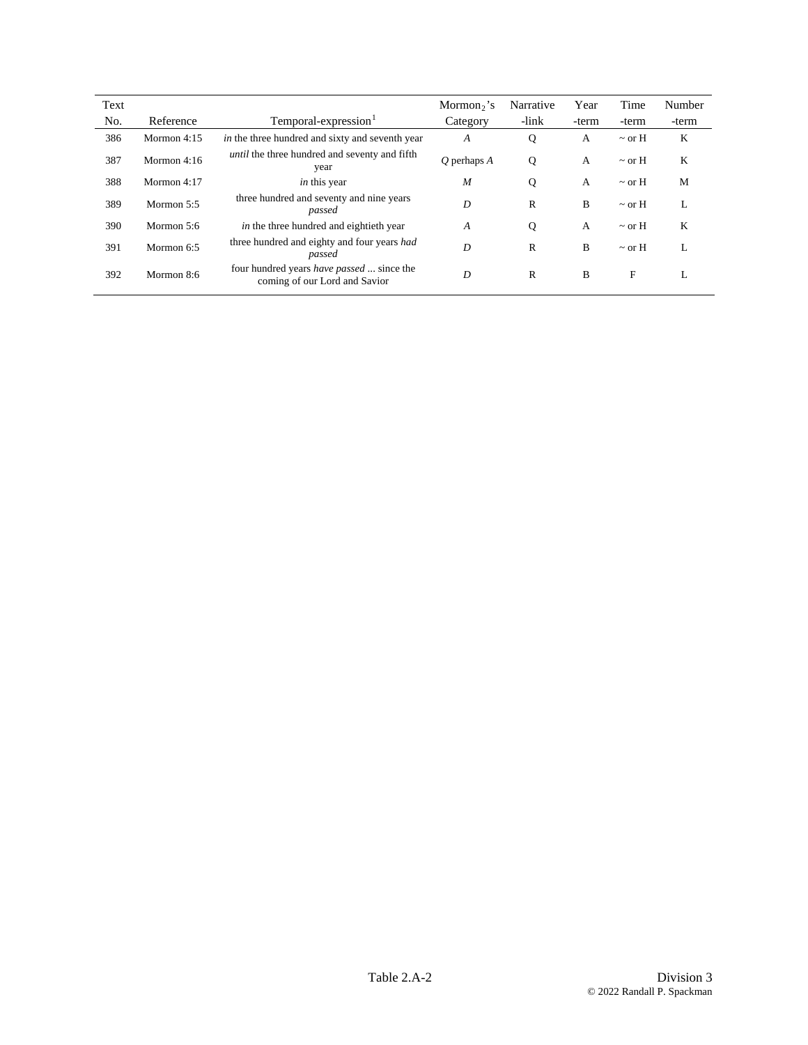| Text No. | Reference | Temporal-expression[1] | Mormon$_2$'s Category | Narrative -link | Year -term | Time -term | Number -term |
|---|---|---|---|---|---|---|---|
| 386 | Mormon 4:15 | *in* the three hundred and sixty and seventh year | *A* | Q | A | ~ or H | K |
| 387 | Mormon 4:16 | *until* the three hundred and seventy and fifth year | *Q* perhaps *A* | Q | A | ~ or H | K |
| 388 | Mormon 4:17 | *in* this year | *M* | Q | A | ~ or H | M |
| 389 | Mormon 5:5 | three hundred and seventy and nine years *passed* | *D* | R | B | ~ or H | L |
| 390 | Mormon 5:6 | *in* the three hundred and eightieth year | *A* | Q | A | ~ or H | K |
| 391 | Mormon 6:5 | three hundred and eighty and four years *had passed* | *D* | R | B | ~ or H | L |
| 392 | Mormon 8:6 | four hundred years *have passed* ... since the coming of our Lord and Savior | *D* | R | B | F | L |

Table 2.A-2

Division 3

© 2022 Randall P. Spackman